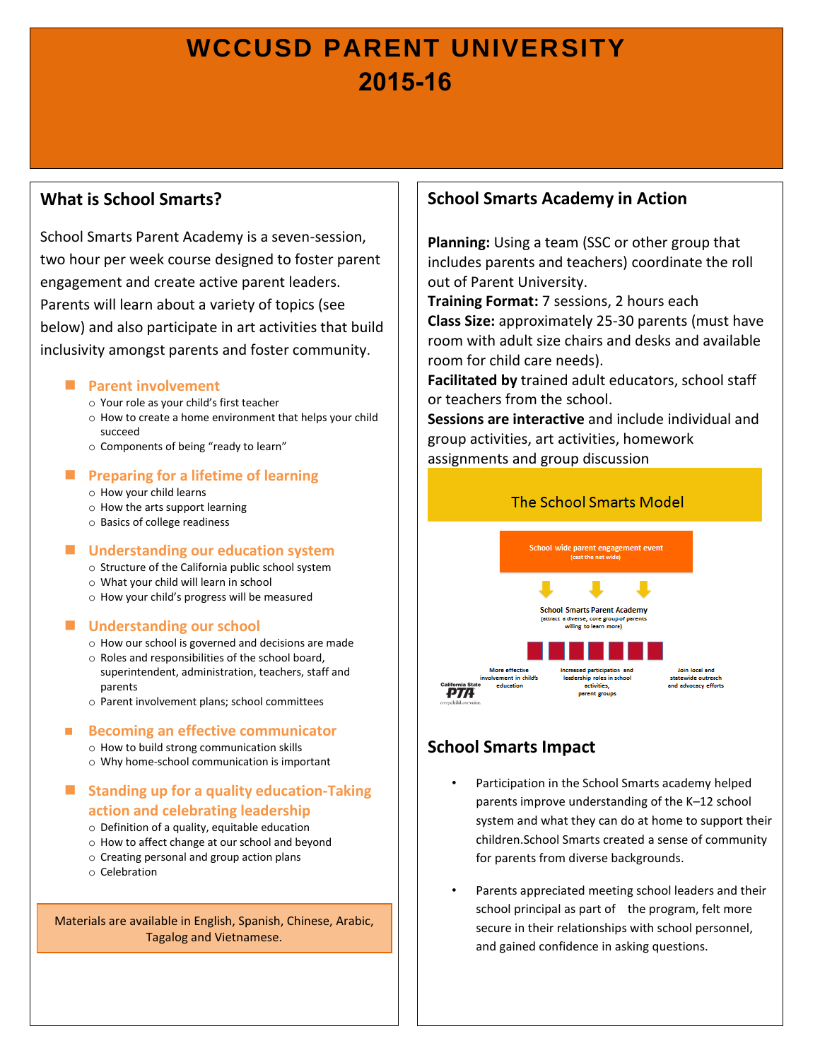# WCCUSD PARENT UNIVERSITY
# 2015-16

## What is School Smarts?

School Smarts Parent Academy is a seven-session, two hour per week course designed to foster parent engagement and create active parent leaders. Parents will learn about a variety of topics (see below) and also participate in art activities that build inclusivity amongst parents and foster community.

- **Parent involvement**
  - Your role as your child's first teacher
  - How to create a home environment that helps your child succeed
  - Components of being "ready to learn"
- **Preparing for a lifetime of learning**
  - How your child learns
  - How the arts support learning
  - Basics of college readiness
- **Understanding our education system**
  - Structure of the California public school system
  - What your child will learn in school
  - How your child's progress will be measured
- **Understanding our school**
  - How our school is governed and decisions are made
  - Roles and responsibilities of the school board, superintendent, administration, teachers, staff and parents
  - Parent involvement plans; school committees
- **Becoming an effective communicator**
  - How to build strong communication skills
  - Why home-school communication is important
- **Standing up for a quality education-Taking action and celebrating leadership**
  - Definition of a quality, equitable education
  - How to affect change at our school and beyond
  - Creating personal and group action plans
  - Celebration

Materials are available in English, Spanish, Chinese, Arabic, Tagalog and Vietnamese.

## School Smarts Academy in Action

**Planning:** Using a team (SSC or other group that includes parents and teachers) coordinate the roll out of Parent University.
**Training Format:** 7 sessions, 2 hours each
**Class Size:** approximately 25-30 parents (must have room with adult size chairs and desks and available room for child care needs).
**Facilitated by** trained adult educators, school staff or teachers from the school.
**Sessions are interactive** and include individual and group activities, art activities, homework assignments and group discussion

### The School Smarts Model

School wide parent engagement event (cast the net wide)

School Smarts Parent Academy (attract a diverse, core group of parents willing to learn more)

More effective involvement in child's education | Increased participation and leadership roles in school activities, parent groups | Join local and statewide outreach and advocacy efforts

California State PTA everychild.onevoice.

## School Smarts Impact

- Participation in the School Smarts academy helped parents improve understanding of the K–12 school system and what they can do at home to support their children.School Smarts created a sense of community for parents from diverse backgrounds.
- Parents appreciated meeting school leaders and their school principal as part of the program, felt more secure in their relationships with school personnel, and gained confidence in asking questions.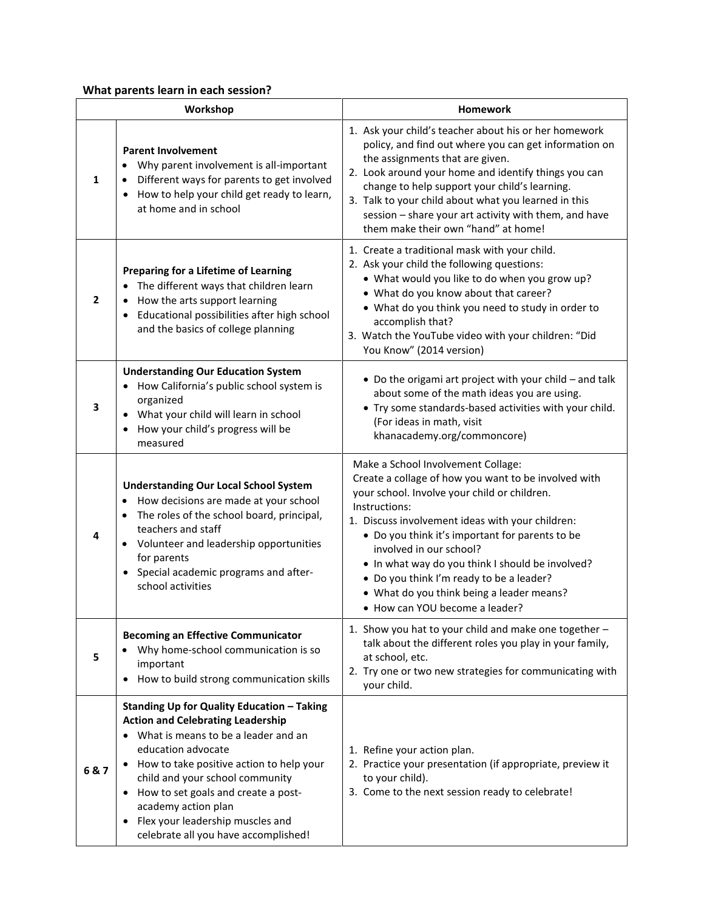**What parents learn in each session?**

| Workshop | | Homework |
|---|---|---|
| 1 | **Parent Involvement**<br>• Why parent involvement is all-important<br>• Different ways for parents to get involved<br>• How to help your child get ready to learn, at home and in school | 1. Ask your child's teacher about his or her homework policy, and find out where you can get information on the assignments that are given.<br>2. Look around your home and identify things you can change to help support your child's learning.<br>3. Talk to your child about what you learned in this session – share your art activity with them, and have them make their own "hand" at home! |
| 2 | **Preparing for a Lifetime of Learning**<br>• The different ways that children learn<br>• How the arts support learning<br>• Educational possibilities after high school and the basics of college planning | 1. Create a traditional mask with your child.<br>2. Ask your child the following questions:<br>• What would you like to do when you grow up?<br>• What do you know about that career?<br>• What do you think you need to study in order to accomplish that?<br>3. Watch the YouTube video with your children: "Did You Know" (2014 version) |
| 3 | **Understanding Our Education System**<br>• How California's public school system is organized<br>• What your child will learn in school<br>• How your child's progress will be measured | • Do the origami art project with your child – and talk about some of the math ideas you are using.<br>• Try some standards-based activities with your child. (For ideas in math, visit khanacademy.org/commoncore) |
| 4 | **Understanding Our Local School System**<br>• How decisions are made at your school<br>• The roles of the school board, principal, teachers and staff<br>• Volunteer and leadership opportunities for parents<br>• Special academic programs and after-school activities | Make a School Involvement Collage:<br>Create a collage of how you want to be involved with your school. Involve your child or children.<br>Instructions:<br>1. Discuss involvement ideas with your children:<br>• Do you think it's important for parents to be involved in our school?<br>• In what way do you think I should be involved?<br>• Do you think I'm ready to be a leader?<br>• What do you think being a leader means?<br>• How can YOU become a leader? |
| 5 | **Becoming an Effective Communicator**<br>• Why home-school communication is so important<br>• How to build strong communication skills | 1. Show you hat to your child and make one together – talk about the different roles you play in your family, at school, etc.<br>2. Try one or two new strategies for communicating with your child. |
| 6 & 7 | **Standing Up for Quality Education – Taking Action and Celebrating Leadership**<br>• What is means to be a leader and an education advocate<br>• How to take positive action to help your child and your school community<br>• How to set goals and create a post-academy action plan<br>• Flex your leadership muscles and celebrate all you have accomplished! | 1. Refine your action plan.<br>2. Practice your presentation (if appropriate, preview it to your child).<br>3. Come to the next session ready to celebrate! |